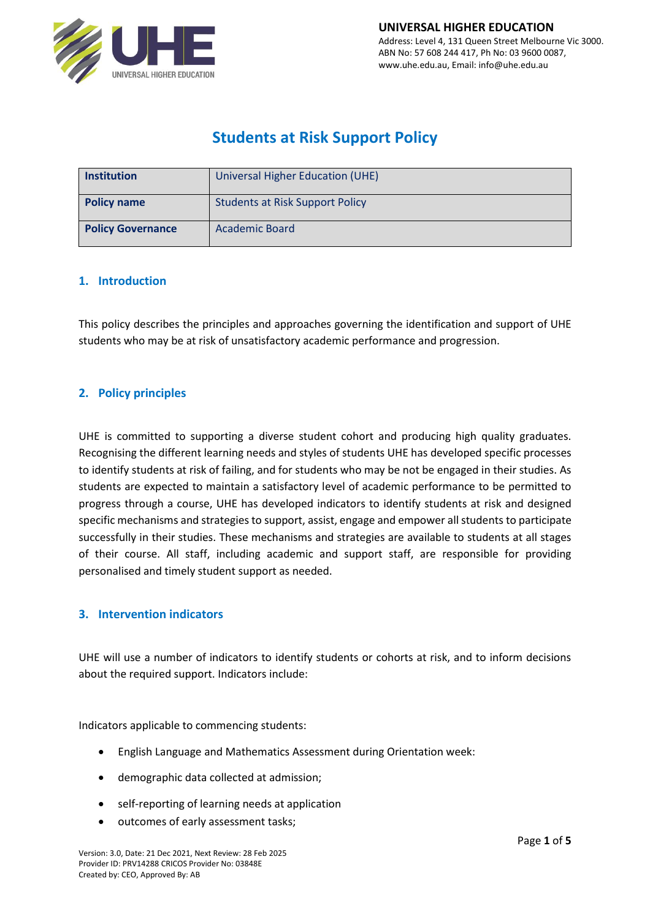# Students at Risk Support Policy

| Institution | Universal Higher Education (UHE) |
|---|---|
| Policy name | Students at Risk Support Policy |
| Policy Governance | Academic Board |

## 1. Introduction

This policy describes the principles and approaches governing the identification and support of UHE students who may be at risk of unsatisfactory academic performance and progression.

## 2. Policy principles

UHE is committed to supporting a diverse student cohort and producing high quality graduates. Recognising the different learning needs and styles of students UHE has developed specific processes to identify students at risk of failing, and for students who may be not be engaged in their studies. As students are expected to maintain a satisfactory level of academic performance to be permitted to progress through a course, UHE has developed indicators to identify students at risk and designed specific mechanisms and strategies to support, assist, engage and empower all students to participate successfully in their studies. These mechanisms and strategies are available to students at all stages of their course. All staff, including academic and support staff, are responsible for providing personalised and timely student support as needed.

## 3. Intervention indicators

UHE will use a number of indicators to identify students or cohorts at risk, and to inform decisions about the required support. Indicators include:

Indicators applicable to commencing students:

- English Language and Mathematics Assessment during Orientation week:
- demographic data collected at admission;
- self-reporting of learning needs at application
- outcomes of early assessment tasks;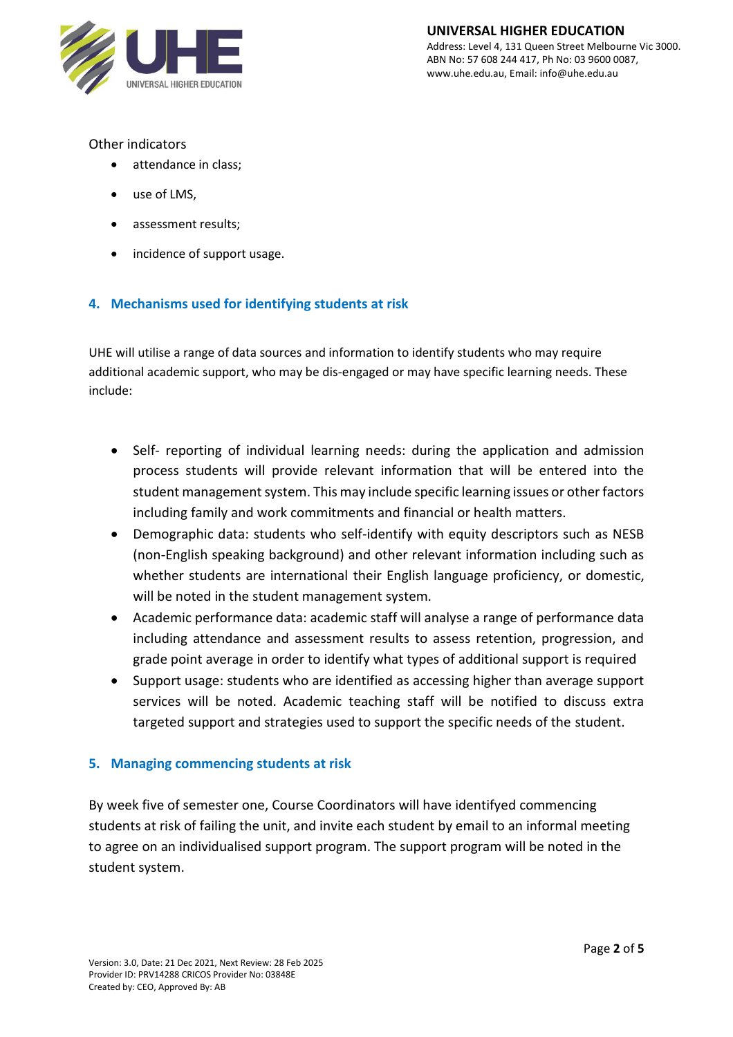Other indicators

- attendance in class;
- use of LMS,
- assessment results;
- incidence of support usage.

## 4. Mechanisms used for identifying students at risk

UHE will utilise a range of data sources and information to identify students who may require additional academic support, who may be dis-engaged or may have specific learning needs. These include:

- Self- reporting of individual learning needs: during the application and admission process students will provide relevant information that will be entered into the student management system. This may include specific learning issues or other factors including family and work commitments and financial or health matters.
- Demographic data: students who self-identify with equity descriptors such as NESB (non-English speaking background) and other relevant information including such as whether students are international their English language proficiency, or domestic, will be noted in the student management system.
- Academic performance data: academic staff will analyse a range of performance data including attendance and assessment results to assess retention, progression, and grade point average in order to identify what types of additional support is required
- Support usage: students who are identified as accessing higher than average support services will be noted. Academic teaching staff will be notified to discuss extra targeted support and strategies used to support the specific needs of the student.

## 5. Managing commencing students at risk

By week five of semester one, Course Coordinators will have identifyed commencing students at risk of failing the unit, and invite each student by email to an informal meeting to agree on an individualised support program. The support program will be noted in the student system.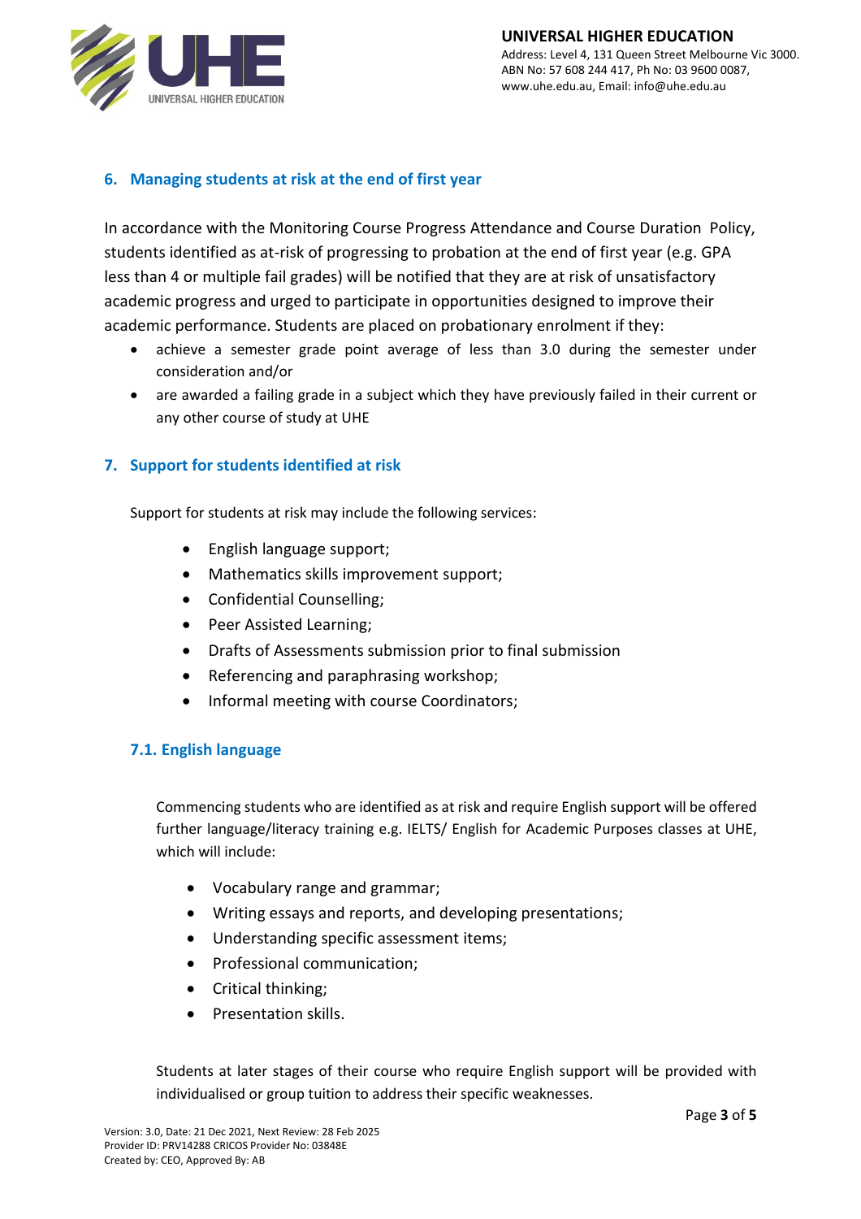## 6. Managing students at risk at the end of first year

In accordance with the Monitoring Course Progress Attendance and Course Duration Policy, students identified as at-risk of progressing to probation at the end of first year (e.g. GPA less than 4 or multiple fail grades) will be notified that they are at risk of unsatisfactory academic progress and urged to participate in opportunities designed to improve their academic performance. Students are placed on probationary enrolment if they:

- achieve a semester grade point average of less than 3.0 during the semester under consideration and/or
- are awarded a failing grade in a subject which they have previously failed in their current or any other course of study at UHE

## 7. Support for students identified at risk

Support for students at risk may include the following services:

- English language support;
- Mathematics skills improvement support;
- Confidential Counselling;
- Peer Assisted Learning;
- Drafts of Assessments submission prior to final submission
- Referencing and paraphrasing workshop;
- Informal meeting with course Coordinators;

### 7.1. English language

Commencing students who are identified as at risk and require English support will be offered further language/literacy training e.g. IELTS/ English for Academic Purposes classes at UHE, which will include:

- Vocabulary range and grammar;
- Writing essays and reports, and developing presentations;
- Understanding specific assessment items;
- Professional communication;
- Critical thinking;
- Presentation skills.

Students at later stages of their course who require English support will be provided with individualised or group tuition to address their specific weaknesses.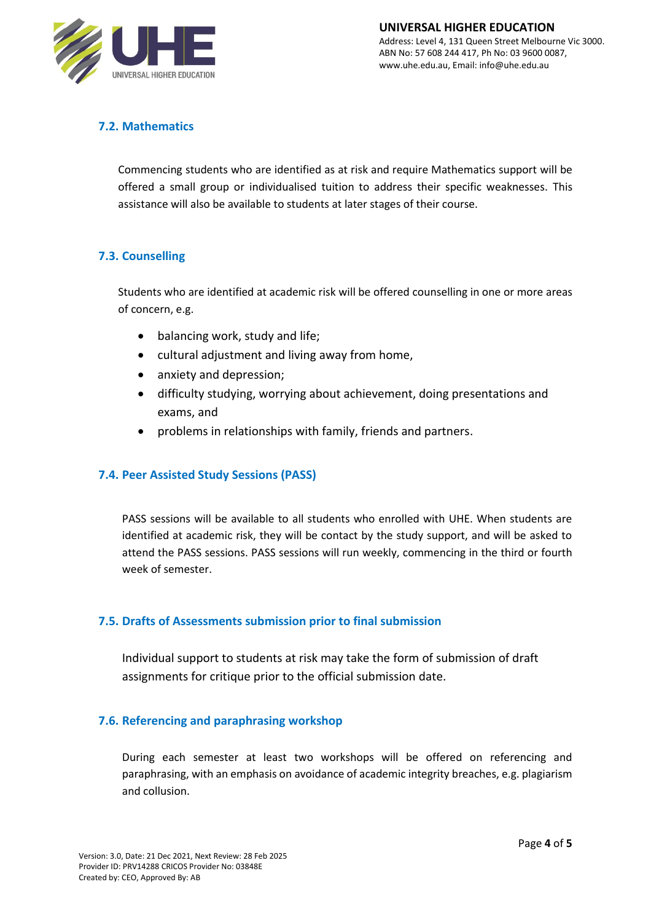### 7.2. Mathematics

Commencing students who are identified as at risk and require Mathematics support will be offered a small group or individualised tuition to address their specific weaknesses. This assistance will also be available to students at later stages of their course.

### 7.3. Counselling

Students who are identified at academic risk will be offered counselling in one or more areas of concern, e.g.

- balancing work, study and life;
- cultural adjustment and living away from home,
- anxiety and depression;
- difficulty studying, worrying about achievement, doing presentations and exams, and
- problems in relationships with family, friends and partners.

### 7.4. Peer Assisted Study Sessions (PASS)

PASS sessions will be available to all students who enrolled with UHE. When students are identified at academic risk, they will be contact by the study support, and will be asked to attend the PASS sessions. PASS sessions will run weekly, commencing in the third or fourth week of semester.

### 7.5. Drafts of Assessments submission prior to final submission

Individual support to students at risk may take the form of submission of draft assignments for critique prior to the official submission date.

### 7.6. Referencing and paraphrasing workshop

During each semester at least two workshops will be offered on referencing and paraphrasing, with an emphasis on avoidance of academic integrity breaches, e.g. plagiarism and collusion.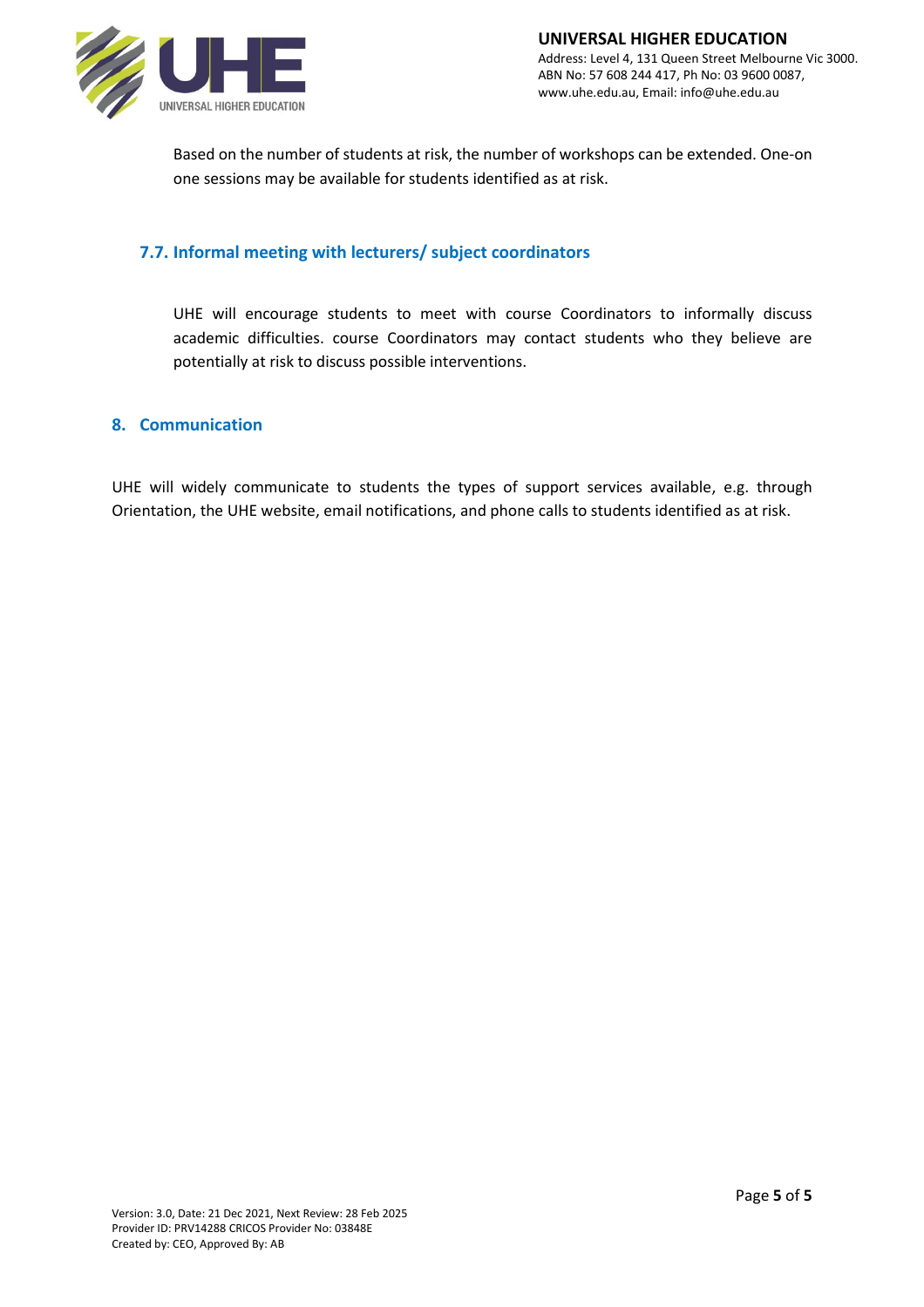Based on the number of students at risk, the number of workshops can be extended. One-on one sessions may be available for students identified as at risk.

### 7.7. Informal meeting with lecturers/ subject coordinators

UHE will encourage students to meet with course Coordinators to informally discuss academic difficulties. course Coordinators may contact students who they believe are potentially at risk to discuss possible interventions.

## 8. Communication

UHE will widely communicate to students the types of support services available, e.g. through Orientation, the UHE website, email notifications, and phone calls to students identified as at risk.